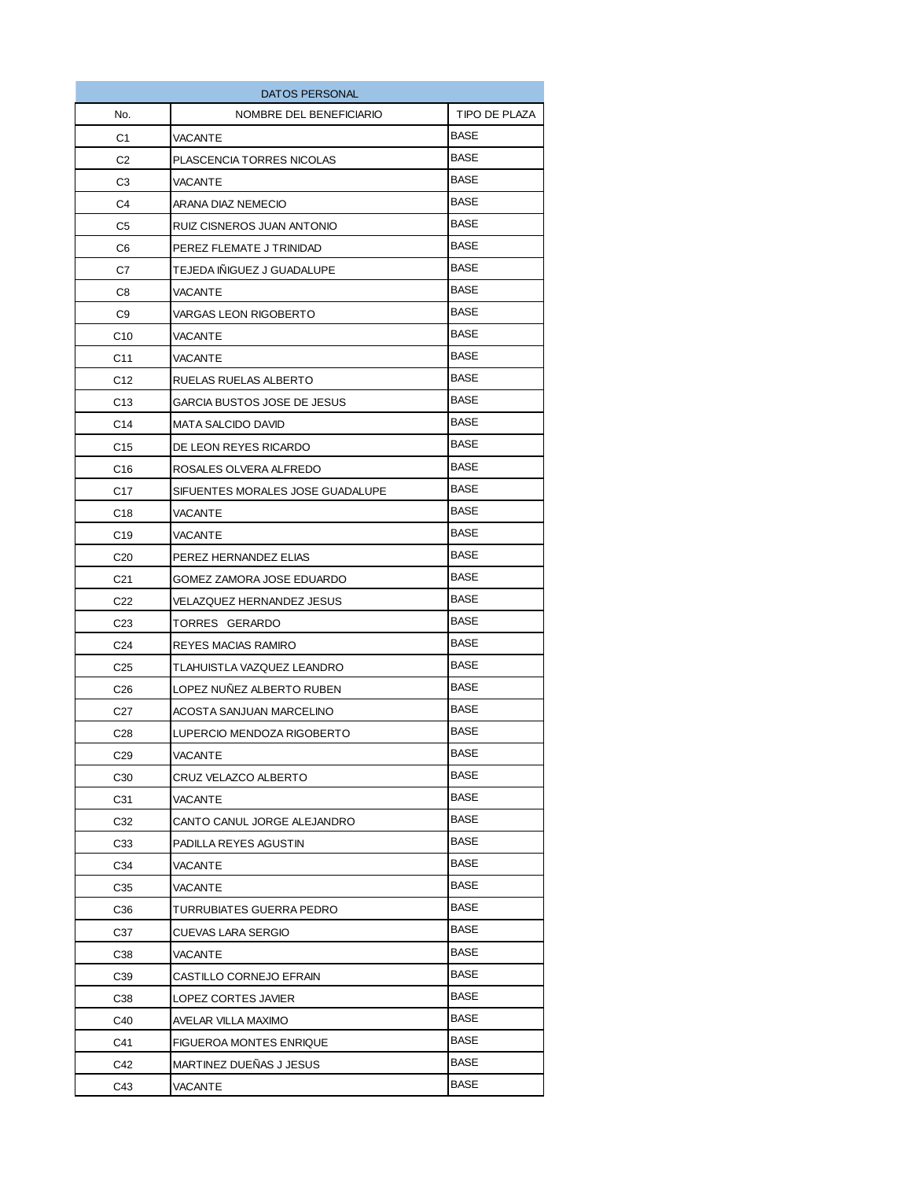| DATOS PERSONAL | | |
|---|---|---|
| No. | NOMBRE DEL BENEFICIARIO | TIPO DE PLAZA |
| C1 | VACANTE | BASE |
| C2 | PLASCENCIA TORRES NICOLAS | BASE |
| C3 | VACANTE | BASE |
| C4 | ARANA DIAZ NEMECIO | BASE |
| C5 | RUIZ CISNEROS JUAN ANTONIO | BASE |
| C6 | PEREZ FLEMATE J TRINIDAD | BASE |
| C7 | TEJEDA IÑIGUEZ J GUADALUPE | BASE |
| C8 | VACANTE | BASE |
| C9 | VARGAS LEON RIGOBERTO | BASE |
| C10 | VACANTE | BASE |
| C11 | VACANTE | BASE |
| C12 | RUELAS RUELAS ALBERTO | BASE |
| C13 | GARCIA BUSTOS JOSE DE JESUS | BASE |
| C14 | MATA SALCIDO DAVID | BASE |
| C15 | DE LEON REYES RICARDO | BASE |
| C16 | ROSALES OLVERA ALFREDO | BASE |
| C17 | SIFUENTES MORALES JOSE GUADALUPE | BASE |
| C18 | VACANTE | BASE |
| C19 | VACANTE | BASE |
| C20 | PEREZ HERNANDEZ ELIAS | BASE |
| C21 | GOMEZ ZAMORA JOSE EDUARDO | BASE |
| C22 | VELAZQUEZ HERNANDEZ JESUS | BASE |
| C23 | TORRES GERARDO | BASE |
| C24 | REYES MACIAS RAMIRO | BASE |
| C25 | TLAHUISTLA VAZQUEZ LEANDRO | BASE |
| C26 | LOPEZ NUÑEZ ALBERTO RUBEN | BASE |
| C27 | ACOSTA SANJUAN MARCELINO | BASE |
| C28 | LUPERCIO MENDOZA RIGOBERTO | BASE |
| C29 | VACANTE | BASE |
| C30 | CRUZ VELAZCO ALBERTO | BASE |
| C31 | VACANTE | BASE |
| C32 | CANTO CANUL JORGE ALEJANDRO | BASE |
| C33 | PADILLA REYES AGUSTIN | BASE |
| C34 | VACANTE | BASE |
| C35 | VACANTE | BASE |
| C36 | TURRUBIATES GUERRA PEDRO | BASE |
| C37 | CUEVAS LARA SERGIO | BASE |
| C38 | VACANTE | BASE |
| C39 | CASTILLO CORNEJO EFRAIN | BASE |
| C38 | LOPEZ CORTES JAVIER | BASE |
| C40 | AVELAR VILLA MAXIMO | BASE |
| C41 | FIGUEROA MONTES ENRIQUE | BASE |
| C42 | MARTINEZ DUEÑAS J JESUS | BASE |
| C43 | VACANTE | BASE |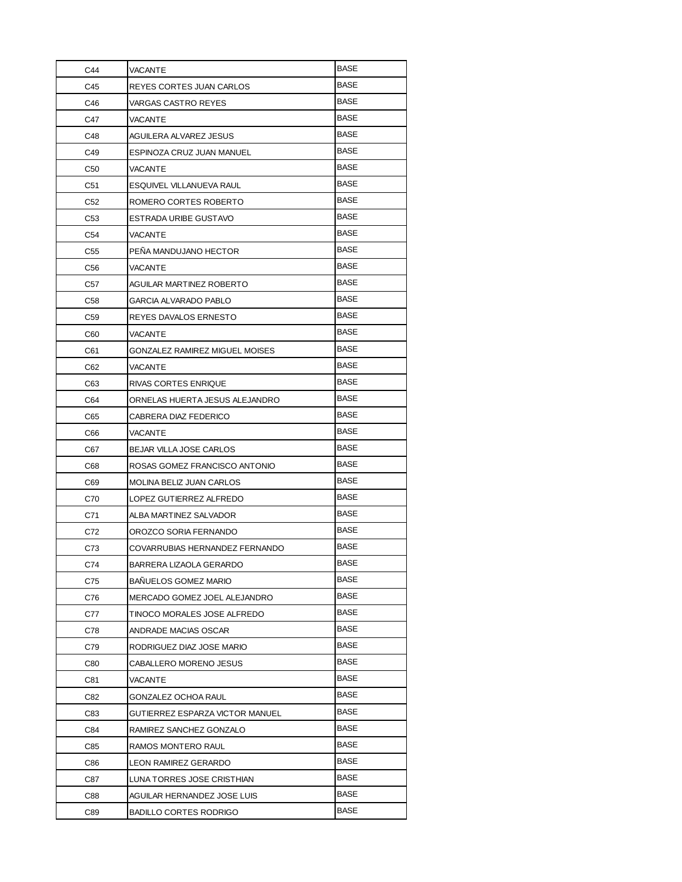| | | |
|---|---|---|
| C44 | VACANTE | BASE |
| C45 | REYES CORTES JUAN CARLOS | BASE |
| C46 | VARGAS CASTRO REYES | BASE |
| C47 | VACANTE | BASE |
| C48 | AGUILERA ALVAREZ JESUS | BASE |
| C49 | ESPINOZA CRUZ JUAN MANUEL | BASE |
| C50 | VACANTE | BASE |
| C51 | ESQUIVEL VILLANUEVA RAUL | BASE |
| C52 | ROMERO CORTES ROBERTO | BASE |
| C53 | ESTRADA URIBE GUSTAVO | BASE |
| C54 | VACANTE | BASE |
| C55 | PEÑA MANDUJANO HECTOR | BASE |
| C56 | VACANTE | BASE |
| C57 | AGUILAR MARTINEZ ROBERTO | BASE |
| C58 | GARCIA ALVARADO PABLO | BASE |
| C59 | REYES DAVALOS ERNESTO | BASE |
| C60 | VACANTE | BASE |
| C61 | GONZALEZ RAMIREZ MIGUEL MOISES | BASE |
| C62 | VACANTE | BASE |
| C63 | RIVAS CORTES ENRIQUE | BASE |
| C64 | ORNELAS HUERTA JESUS ALEJANDRO | BASE |
| C65 | CABRERA DIAZ FEDERICO | BASE |
| C66 | VACANTE | BASE |
| C67 | BEJAR VILLA JOSE CARLOS | BASE |
| C68 | ROSAS GOMEZ FRANCISCO ANTONIO | BASE |
| C69 | MOLINA BELIZ JUAN CARLOS | BASE |
| C70 | LOPEZ GUTIERREZ ALFREDO | BASE |
| C71 | ALBA MARTINEZ SALVADOR | BASE |
| C72 | OROZCO SORIA FERNANDO | BASE |
| C73 | COVARRUBIAS HERNANDEZ FERNANDO | BASE |
| C74 | BARRERA LIZAOLA GERARDO | BASE |
| C75 | BAÑUELOS GOMEZ MARIO | BASE |
| C76 | MERCADO GOMEZ JOEL ALEJANDRO | BASE |
| C77 | TINOCO MORALES JOSE ALFREDO | BASE |
| C78 | ANDRADE MACIAS OSCAR | BASE |
| C79 | RODRIGUEZ DIAZ JOSE MARIO | BASE |
| C80 | CABALLERO MORENO JESUS | BASE |
| C81 | VACANTE | BASE |
| C82 | GONZALEZ OCHOA RAUL | BASE |
| C83 | GUTIERREZ ESPARZA VICTOR MANUEL | BASE |
| C84 | RAMIREZ SANCHEZ GONZALO | BASE |
| C85 | RAMOS MONTERO RAUL | BASE |
| C86 | LEON RAMIREZ GERARDO | BASE |
| C87 | LUNA TORRES JOSE CRISTHIAN | BASE |
| C88 | AGUILAR HERNANDEZ JOSE LUIS | BASE |
| C89 | BADILLO CORTES RODRIGO | BASE |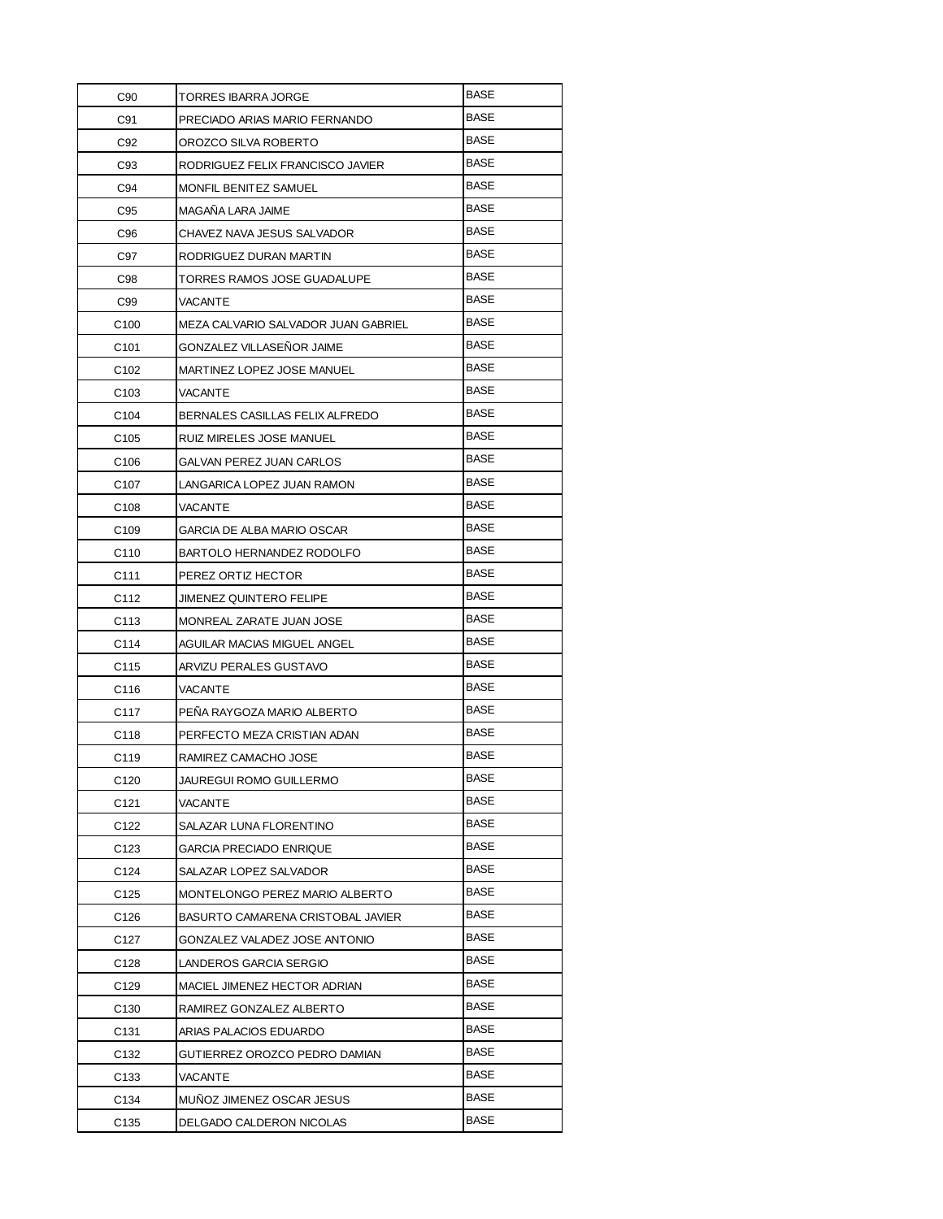| C90 | TORRES IBARRA JORGE | BASE |
|---|---|---|
| C91 | PRECIADO ARIAS MARIO FERNANDO | BASE |
| C92 | OROZCO SILVA ROBERTO | BASE |
| C93 | RODRIGUEZ FELIX FRANCISCO JAVIER | BASE |
| C94 | MONFIL BENITEZ SAMUEL | BASE |
| C95 | MAGAÑA LARA JAIME | BASE |
| C96 | CHAVEZ NAVA JESUS SALVADOR | BASE |
| C97 | RODRIGUEZ DURAN MARTIN | BASE |
| C98 | TORRES RAMOS JOSE GUADALUPE | BASE |
| C99 | VACANTE | BASE |
| C100 | MEZA CALVARIO SALVADOR JUAN GABRIEL | BASE |
| C101 | GONZALEZ VILLASEÑOR JAIME | BASE |
| C102 | MARTINEZ LOPEZ JOSE MANUEL | BASE |
| C103 | VACANTE | BASE |
| C104 | BERNALES CASILLAS FELIX ALFREDO | BASE |
| C105 | RUIZ MIRELES JOSE MANUEL | BASE |
| C106 | GALVAN PEREZ JUAN CARLOS | BASE |
| C107 | LANGARICA LOPEZ JUAN RAMON | BASE |
| C108 | VACANTE | BASE |
| C109 | GARCIA DE ALBA MARIO OSCAR | BASE |
| C110 | BARTOLO HERNANDEZ RODOLFO | BASE |
| C111 | PEREZ ORTIZ HECTOR | BASE |
| C112 | JIMENEZ QUINTERO FELIPE | BASE |
| C113 | MONREAL ZARATE JUAN JOSE | BASE |
| C114 | AGUILAR MACIAS MIGUEL ANGEL | BASE |
| C115 | ARVIZU PERALES GUSTAVO | BASE |
| C116 | VACANTE | BASE |
| C117 | PEÑA RAYGOZA MARIO ALBERTO | BASE |
| C118 | PERFECTO MEZA CRISTIAN ADAN | BASE |
| C119 | RAMIREZ CAMACHO JOSE | BASE |
| C120 | JAUREGUI ROMO GUILLERMO | BASE |
| C121 | VACANTE | BASE |
| C122 | SALAZAR LUNA FLORENTINO | BASE |
| C123 | GARCIA PRECIADO ENRIQUE | BASE |
| C124 | SALAZAR LOPEZ SALVADOR | BASE |
| C125 | MONTELONGO PEREZ MARIO ALBERTO | BASE |
| C126 | BASURTO CAMARENA CRISTOBAL JAVIER | BASE |
| C127 | GONZALEZ VALADEZ JOSE ANTONIO | BASE |
| C128 | LANDEROS GARCIA SERGIO | BASE |
| C129 | MACIEL JIMENEZ HECTOR ADRIAN | BASE |
| C130 | RAMIREZ GONZALEZ ALBERTO | BASE |
| C131 | ARIAS PALACIOS EDUARDO | BASE |
| C132 | GUTIERREZ OROZCO PEDRO DAMIAN | BASE |
| C133 | VACANTE | BASE |
| C134 | MUÑOZ JIMENEZ OSCAR JESUS | BASE |
| C135 | DELGADO CALDERON NICOLAS | BASE |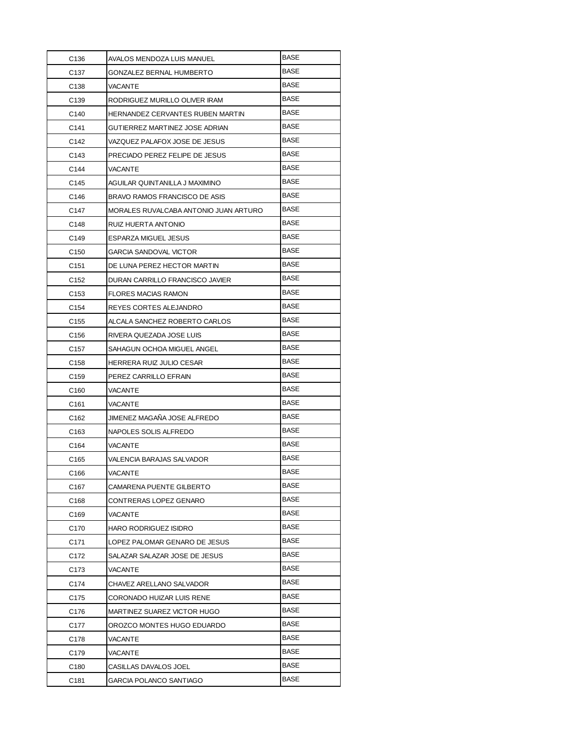| C136 | AVALOS MENDOZA LUIS MANUEL | BASE |
|---|---|---|
| C137 | GONZALEZ BERNAL HUMBERTO | BASE |
| C138 | VACANTE | BASE |
| C139 | RODRIGUEZ MURILLO OLIVER IRAM | BASE |
| C140 | HERNANDEZ CERVANTES RUBEN MARTIN | BASE |
| C141 | GUTIERREZ MARTINEZ JOSE ADRIAN | BASE |
| C142 | VAZQUEZ PALAFOX JOSE DE JESUS | BASE |
| C143 | PRECIADO PEREZ FELIPE DE JESUS | BASE |
| C144 | VACANTE | BASE |
| C145 | AGUILAR QUINTANILLA J MAXIMINO | BASE |
| C146 | BRAVO RAMOS FRANCISCO DE ASIS | BASE |
| C147 | MORALES RUVALCABA ANTONIO JUAN ARTURO | BASE |
| C148 | RUIZ HUERTA ANTONIO | BASE |
| C149 | ESPARZA MIGUEL JESUS | BASE |
| C150 | GARCIA SANDOVAL VICTOR | BASE |
| C151 | DE LUNA PEREZ HECTOR MARTIN | BASE |
| C152 | DURAN CARRILLO FRANCISCO JAVIER | BASE |
| C153 | FLORES MACIAS RAMON | BASE |
| C154 | REYES CORTES ALEJANDRO | BASE |
| C155 | ALCALA SANCHEZ ROBERTO CARLOS | BASE |
| C156 | RIVERA QUEZADA JOSE LUIS | BASE |
| C157 | SAHAGUN OCHOA MIGUEL ANGEL | BASE |
| C158 | HERRERA RUIZ JULIO CESAR | BASE |
| C159 | PEREZ CARRILLO EFRAIN | BASE |
| C160 | VACANTE | BASE |
| C161 | VACANTE | BASE |
| C162 | JIMENEZ MAGAÑA JOSE ALFREDO | BASE |
| C163 | NAPOLES SOLIS ALFREDO | BASE |
| C164 | VACANTE | BASE |
| C165 | VALENCIA BARAJAS SALVADOR | BASE |
| C166 | VACANTE | BASE |
| C167 | CAMARENA PUENTE GILBERTO | BASE |
| C168 | CONTRERAS LOPEZ GENARO | BASE |
| C169 | VACANTE | BASE |
| C170 | HARO RODRIGUEZ ISIDRO | BASE |
| C171 | LOPEZ PALOMAR GENARO DE JESUS | BASE |
| C172 | SALAZAR SALAZAR JOSE DE JESUS | BASE |
| C173 | VACANTE | BASE |
| C174 | CHAVEZ ARELLANO SALVADOR | BASE |
| C175 | CORONADO HUIZAR LUIS RENE | BASE |
| C176 | MARTINEZ SUAREZ VICTOR HUGO | BASE |
| C177 | OROZCO MONTES HUGO EDUARDO | BASE |
| C178 | VACANTE | BASE |
| C179 | VACANTE | BASE |
| C180 | CASILLAS DAVALOS JOEL | BASE |
| C181 | GARCIA POLANCO SANTIAGO | BASE |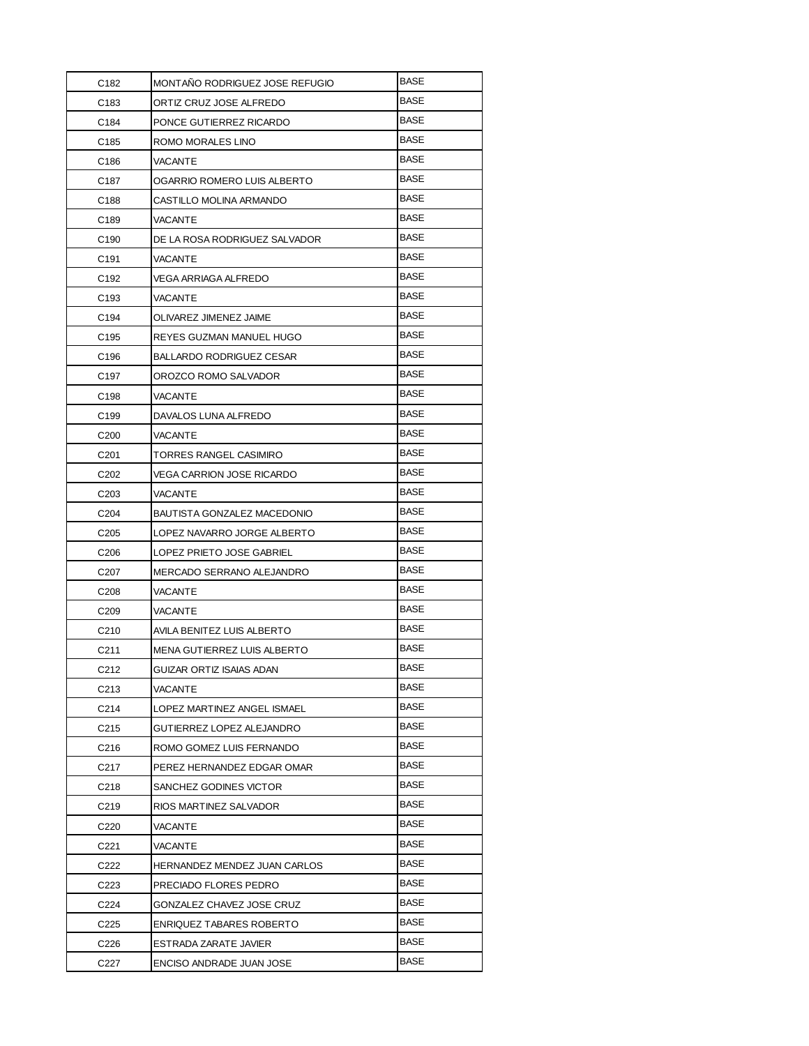| C182 | MONTAÑO RODRIGUEZ JOSE REFUGIO | BASE |
|---|---|---|
| C183 | ORTIZ CRUZ JOSE ALFREDO | BASE |
| C184 | PONCE GUTIERREZ RICARDO | BASE |
| C185 | ROMO MORALES LINO | BASE |
| C186 | VACANTE | BASE |
| C187 | OGARRIO ROMERO LUIS ALBERTO | BASE |
| C188 | CASTILLO MOLINA ARMANDO | BASE |
| C189 | VACANTE | BASE |
| C190 | DE LA ROSA RODRIGUEZ SALVADOR | BASE |
| C191 | VACANTE | BASE |
| C192 | VEGA ARRIAGA ALFREDO | BASE |
| C193 | VACANTE | BASE |
| C194 | OLIVAREZ JIMENEZ JAIME | BASE |
| C195 | REYES GUZMAN MANUEL HUGO | BASE |
| C196 | BALLARDO RODRIGUEZ CESAR | BASE |
| C197 | OROZCO ROMO SALVADOR | BASE |
| C198 | VACANTE | BASE |
| C199 | DAVALOS LUNA ALFREDO | BASE |
| C200 | VACANTE | BASE |
| C201 | TORRES RANGEL CASIMIRO | BASE |
| C202 | VEGA CARRION JOSE RICARDO | BASE |
| C203 | VACANTE | BASE |
| C204 | BAUTISTA GONZALEZ MACEDONIO | BASE |
| C205 | LOPEZ NAVARRO JORGE ALBERTO | BASE |
| C206 | LOPEZ PRIETO JOSE GABRIEL | BASE |
| C207 | MERCADO SERRANO ALEJANDRO | BASE |
| C208 | VACANTE | BASE |
| C209 | VACANTE | BASE |
| C210 | AVILA BENITEZ LUIS ALBERTO | BASE |
| C211 | MENA GUTIERREZ LUIS ALBERTO | BASE |
| C212 | GUIZAR ORTIZ ISAIAS ADAN | BASE |
| C213 | VACANTE | BASE |
| C214 | LOPEZ MARTINEZ ANGEL ISMAEL | BASE |
| C215 | GUTIERREZ LOPEZ ALEJANDRO | BASE |
| C216 | ROMO GOMEZ LUIS FERNANDO | BASE |
| C217 | PEREZ HERNANDEZ EDGAR OMAR | BASE |
| C218 | SANCHEZ GODINES VICTOR | BASE |
| C219 | RIOS MARTINEZ SALVADOR | BASE |
| C220 | VACANTE | BASE |
| C221 | VACANTE | BASE |
| C222 | HERNANDEZ MENDEZ JUAN CARLOS | BASE |
| C223 | PRECIADO FLORES PEDRO | BASE |
| C224 | GONZALEZ CHAVEZ JOSE CRUZ | BASE |
| C225 | ENRIQUEZ TABARES ROBERTO | BASE |
| C226 | ESTRADA ZARATE JAVIER | BASE |
| C227 | ENCISO ANDRADE JUAN JOSE | BASE |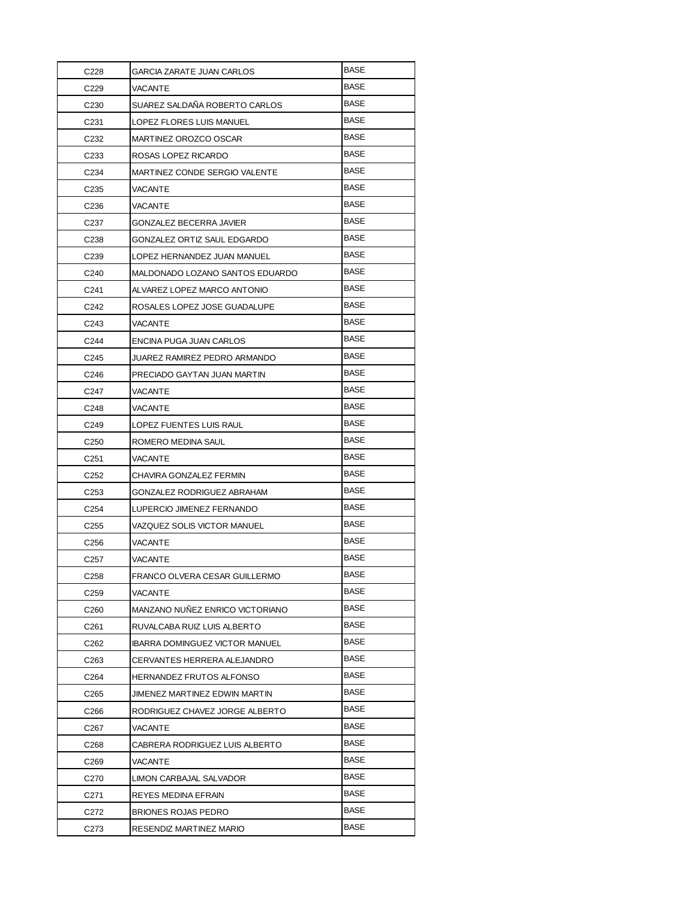| C228 | GARCIA ZARATE JUAN CARLOS | BASE |
|---|---|---|
| C229 | VACANTE | BASE |
| C230 | SUAREZ SALDAÑA ROBERTO CARLOS | BASE |
| C231 | LOPEZ FLORES LUIS MANUEL | BASE |
| C232 | MARTINEZ OROZCO OSCAR | BASE |
| C233 | ROSAS LOPEZ RICARDO | BASE |
| C234 | MARTINEZ CONDE SERGIO VALENTE | BASE |
| C235 | VACANTE | BASE |
| C236 | VACANTE | BASE |
| C237 | GONZALEZ BECERRA JAVIER | BASE |
| C238 | GONZALEZ ORTIZ SAUL EDGARDO | BASE |
| C239 | LOPEZ HERNANDEZ JUAN MANUEL | BASE |
| C240 | MALDONADO LOZANO SANTOS EDUARDO | BASE |
| C241 | ALVAREZ LOPEZ MARCO ANTONIO | BASE |
| C242 | ROSALES LOPEZ JOSE GUADALUPE | BASE |
| C243 | VACANTE | BASE |
| C244 | ENCINA PUGA JUAN CARLOS | BASE |
| C245 | JUAREZ RAMIREZ PEDRO ARMANDO | BASE |
| C246 | PRECIADO GAYTAN JUAN MARTIN | BASE |
| C247 | VACANTE | BASE |
| C248 | VACANTE | BASE |
| C249 | LOPEZ FUENTES LUIS RAUL | BASE |
| C250 | ROMERO MEDINA SAUL | BASE |
| C251 | VACANTE | BASE |
| C252 | CHAVIRA GONZALEZ FERMIN | BASE |
| C253 | GONZALEZ RODRIGUEZ ABRAHAM | BASE |
| C254 | LUPERCIO JIMENEZ FERNANDO | BASE |
| C255 | VAZQUEZ SOLIS VICTOR MANUEL | BASE |
| C256 | VACANTE | BASE |
| C257 | VACANTE | BASE |
| C258 | FRANCO OLVERA CESAR GUILLERMO | BASE |
| C259 | VACANTE | BASE |
| C260 | MANZANO NUÑEZ ENRICO VICTORIANO | BASE |
| C261 | RUVALCABA RUIZ LUIS ALBERTO | BASE |
| C262 | IBARRA DOMINGUEZ VICTOR MANUEL | BASE |
| C263 | CERVANTES HERRERA ALEJANDRO | BASE |
| C264 | HERNANDEZ FRUTOS ALFONSO | BASE |
| C265 | JIMENEZ MARTINEZ EDWIN MARTIN | BASE |
| C266 | RODRIGUEZ CHAVEZ JORGE ALBERTO | BASE |
| C267 | VACANTE | BASE |
| C268 | CABRERA RODRIGUEZ LUIS ALBERTO | BASE |
| C269 | VACANTE | BASE |
| C270 | LIMON CARBAJAL SALVADOR | BASE |
| C271 | REYES MEDINA EFRAIN | BASE |
| C272 | BRIONES ROJAS PEDRO | BASE |
| C273 | RESENDIZ MARTINEZ MARIO | BASE |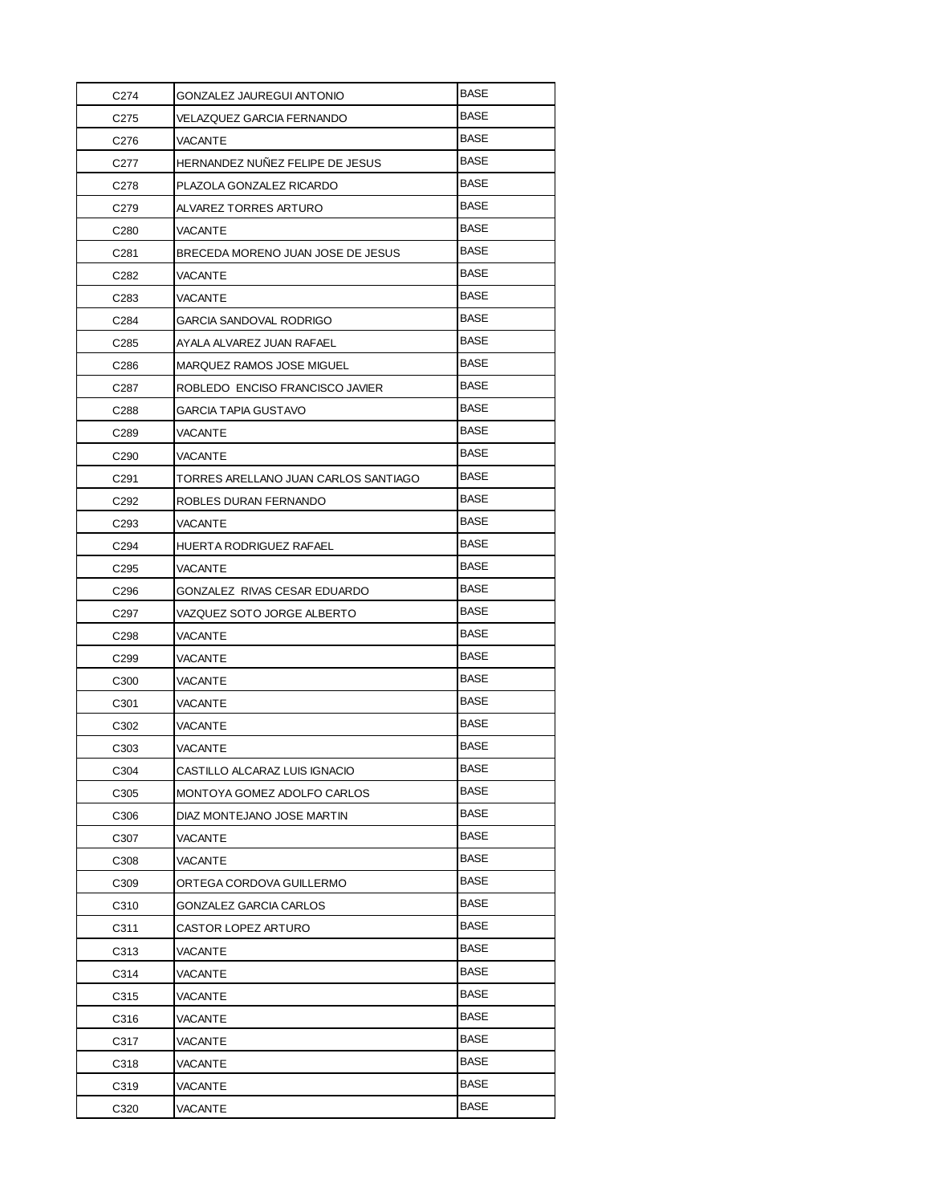| C274 | GONZALEZ JAUREGUI ANTONIO | BASE |
|---|---|---|
| C275 | VELAZQUEZ GARCIA FERNANDO | BASE |
| C276 | VACANTE | BASE |
| C277 | HERNANDEZ NUÑEZ FELIPE DE JESUS | BASE |
| C278 | PLAZOLA GONZALEZ RICARDO | BASE |
| C279 | ALVAREZ TORRES ARTURO | BASE |
| C280 | VACANTE | BASE |
| C281 | BRECEDA MORENO JUAN JOSE DE JESUS | BASE |
| C282 | VACANTE | BASE |
| C283 | VACANTE | BASE |
| C284 | GARCIA SANDOVAL RODRIGO | BASE |
| C285 | AYALA ALVAREZ JUAN RAFAEL | BASE |
| C286 | MARQUEZ RAMOS JOSE MIGUEL | BASE |
| C287 | ROBLEDO ENCISO FRANCISCO JAVIER | BASE |
| C288 | GARCIA TAPIA GUSTAVO | BASE |
| C289 | VACANTE | BASE |
| C290 | VACANTE | BASE |
| C291 | TORRES ARELLANO JUAN CARLOS SANTIAGO | BASE |
| C292 | ROBLES DURAN FERNANDO | BASE |
| C293 | VACANTE | BASE |
| C294 | HUERTA RODRIGUEZ RAFAEL | BASE |
| C295 | VACANTE | BASE |
| C296 | GONZALEZ RIVAS CESAR EDUARDO | BASE |
| C297 | VAZQUEZ SOTO JORGE ALBERTO | BASE |
| C298 | VACANTE | BASE |
| C299 | VACANTE | BASE |
| C300 | VACANTE | BASE |
| C301 | VACANTE | BASE |
| C302 | VACANTE | BASE |
| C303 | VACANTE | BASE |
| C304 | CASTILLO ALCARAZ LUIS IGNACIO | BASE |
| C305 | MONTOYA GOMEZ ADOLFO CARLOS | BASE |
| C306 | DIAZ MONTEJANO JOSE MARTIN | BASE |
| C307 | VACANTE | BASE |
| C308 | VACANTE | BASE |
| C309 | ORTEGA CORDOVA GUILLERMO | BASE |
| C310 | GONZALEZ GARCIA CARLOS | BASE |
| C311 | CASTOR LOPEZ ARTURO | BASE |
| C313 | VACANTE | BASE |
| C314 | VACANTE | BASE |
| C315 | VACANTE | BASE |
| C316 | VACANTE | BASE |
| C317 | VACANTE | BASE |
| C318 | VACANTE | BASE |
| C319 | VACANTE | BASE |
| C320 | VACANTE | BASE |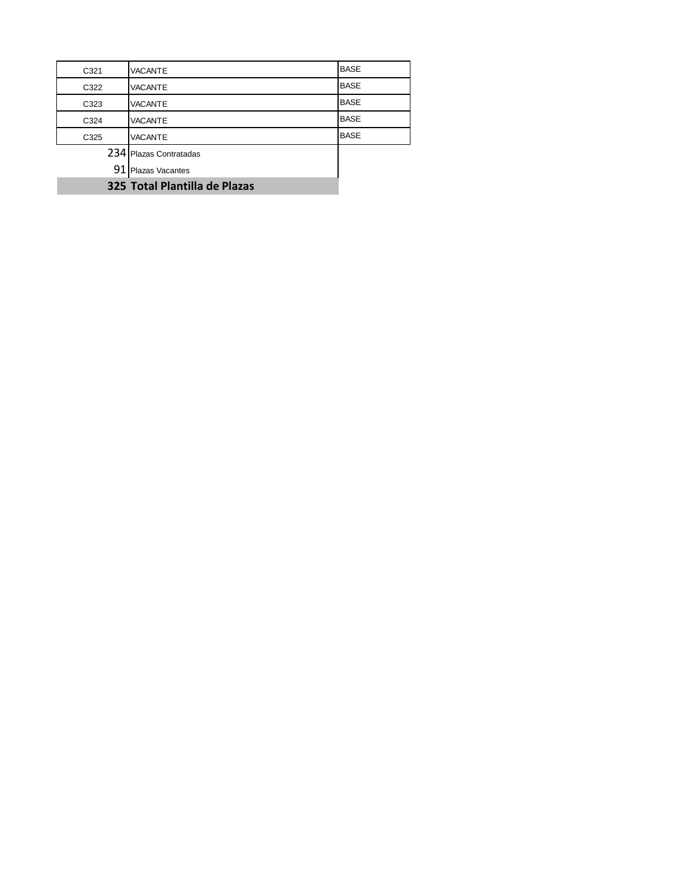| | | |
|---|---|---|
| C321 | VACANTE | BASE |
| C322 | VACANTE | BASE |
| C323 | VACANTE | BASE |
| C324 | VACANTE | BASE |
| C325 | VACANTE | BASE |
| 234 | Plazas Contratadas | |
| 91 | Plazas Vacantes | |
| **325** | **Total Plantilla de Plazas** | |